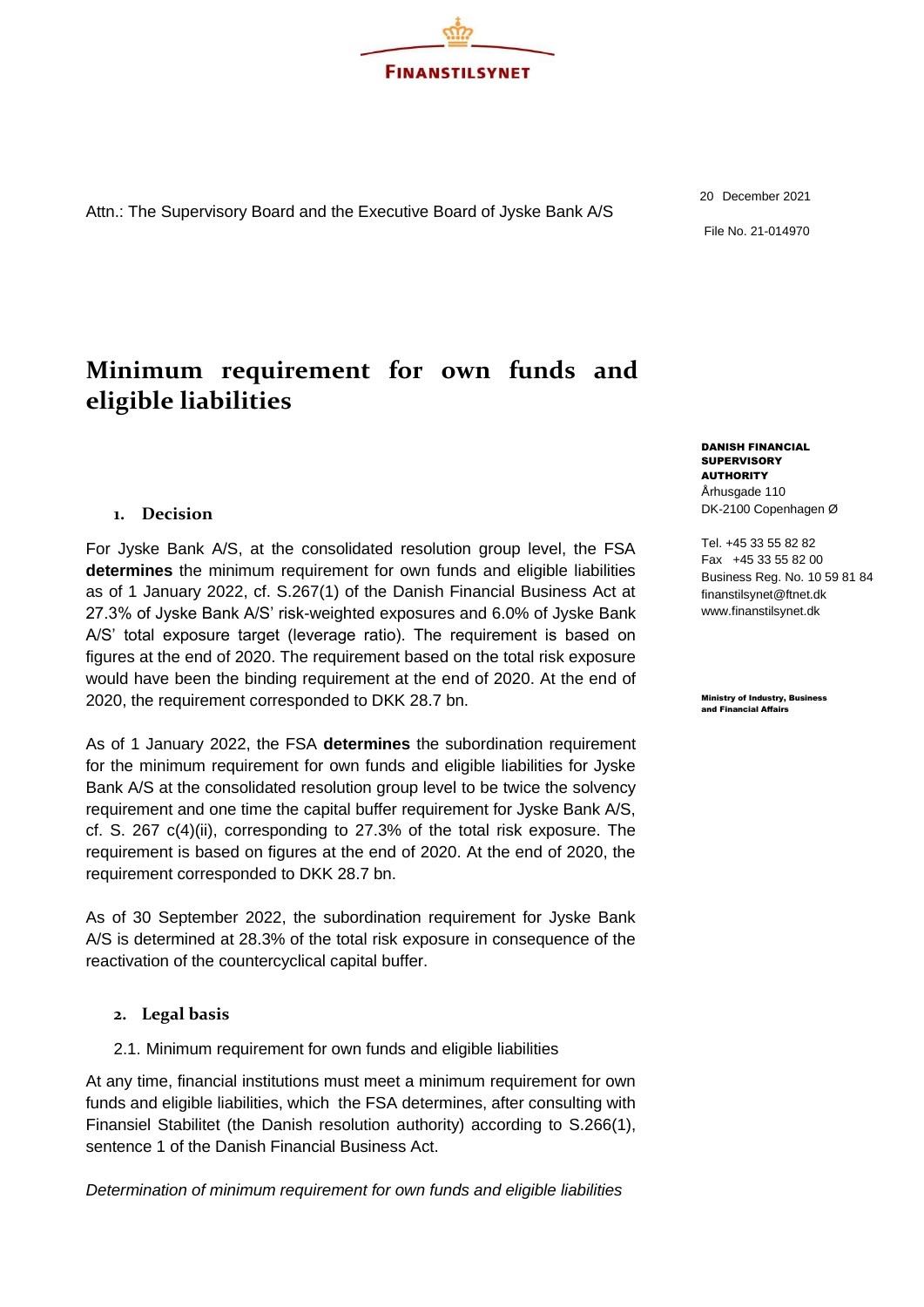FINANSTILSYNET

Attn.: The Supervisory Board and the Executive Board of Jyske Bank A/S

20 December 2021

File No. 21-014970

# Minimum requirement for own funds and eligible liabilities

**DANISH FINANCIAL SUPERVISORY AUTHORITY**
Århusgade 110
DK-2100 Copenhagen Ø

Tel. +45 33 55 82 82
Fax +45 33 55 82 00
Business Reg. No. 10 59 81 84
finanstilsynet@ftnet.dk
www.finanstilsynet.dk

**Ministry of Industry, Business and Financial Affairs**

## 1. Decision

For Jyske Bank A/S, at the consolidated resolution group level, the FSA **determines** the minimum requirement for own funds and eligible liabilities as of 1 January 2022, cf. S.267(1) of the Danish Financial Business Act at 27.3% of Jyske Bank A/S' risk-weighted exposures and 6.0% of Jyske Bank A/S' total exposure target (leverage ratio). The requirement is based on figures at the end of 2020. The requirement based on the total risk exposure would have been the binding requirement at the end of 2020. At the end of 2020, the requirement corresponded to DKK 28.7 bn.

As of 1 January 2022, the FSA **determines** the subordination requirement for the minimum requirement for own funds and eligible liabilities for Jyske Bank A/S at the consolidated resolution group level to be twice the solvency requirement and one time the capital buffer requirement for Jyske Bank A/S, cf. S. 267 c(4)(ii), corresponding to 27.3% of the total risk exposure. The requirement is based on figures at the end of 2020. At the end of 2020, the requirement corresponded to DKK 28.7 bn.

As of 30 September 2022, the subordination requirement for Jyske Bank A/S is determined at 28.3% of the total risk exposure in consequence of the reactivation of the countercyclical capital buffer.

## 2. Legal basis

2.1. Minimum requirement for own funds and eligible liabilities

At any time, financial institutions must meet a minimum requirement for own funds and eligible liabilities, which the FSA determines, after consulting with Finansiel Stabilitet (the Danish resolution authority) according to S.266(1), sentence 1 of the Danish Financial Business Act.

*Determination of minimum requirement for own funds and eligible liabilities*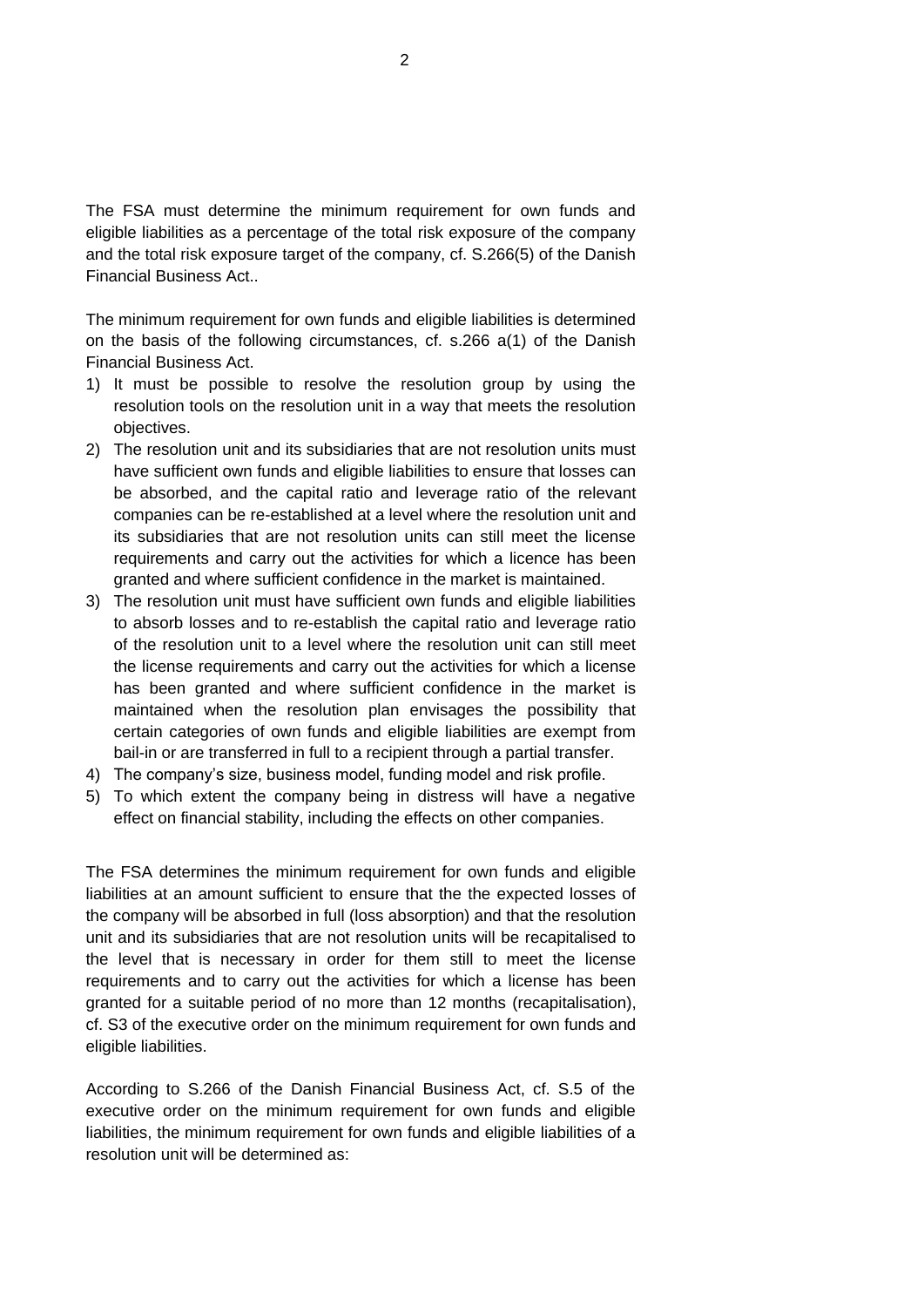The FSA must determine the minimum requirement for own funds and eligible liabilities as a percentage of the total risk exposure of the company and the total risk exposure target of the company, cf. S.266(5) of the Danish Financial Business Act..

The minimum requirement for own funds and eligible liabilities is determined on the basis of the following circumstances, cf. s.266 a(1) of the Danish Financial Business Act.

1) It must be possible to resolve the resolution group by using the resolution tools on the resolution unit in a way that meets the resolution objectives.
2) The resolution unit and its subsidiaries that are not resolution units must have sufficient own funds and eligible liabilities to ensure that losses can be absorbed, and the capital ratio and leverage ratio of the relevant companies can be re-established at a level where the resolution unit and its subsidiaries that are not resolution units can still meet the license requirements and carry out the activities for which a licence has been granted and where sufficient confidence in the market is maintained.
3) The resolution unit must have sufficient own funds and eligible liabilities to absorb losses and to re-establish the capital ratio and leverage ratio of the resolution unit to a level where the resolution unit can still meet the license requirements and carry out the activities for which a license has been granted and where sufficient confidence in the market is maintained when the resolution plan envisages the possibility that certain categories of own funds and eligible liabilities are exempt from bail-in or are transferred in full to a recipient through a partial transfer.
4) The company's size, business model, funding model and risk profile.
5) To which extent the company being in distress will have a negative effect on financial stability, including the effects on other companies.

The FSA determines the minimum requirement for own funds and eligible liabilities at an amount sufficient to ensure that the the expected losses of the company will be absorbed in full (loss absorption) and that the resolution unit and its subsidiaries that are not resolution units will be recapitalised to the level that is necessary in order for them still to meet the license requirements and to carry out the activities for which a license has been granted for a suitable period of no more than 12 months (recapitalisation), cf. S3 of the executive order on the minimum requirement for own funds and eligible liabilities.

According to S.266 of the Danish Financial Business Act, cf. S.5 of the executive order on the minimum requirement for own funds and eligible liabilities, the minimum requirement for own funds and eligible liabilities of a resolution unit will be determined as: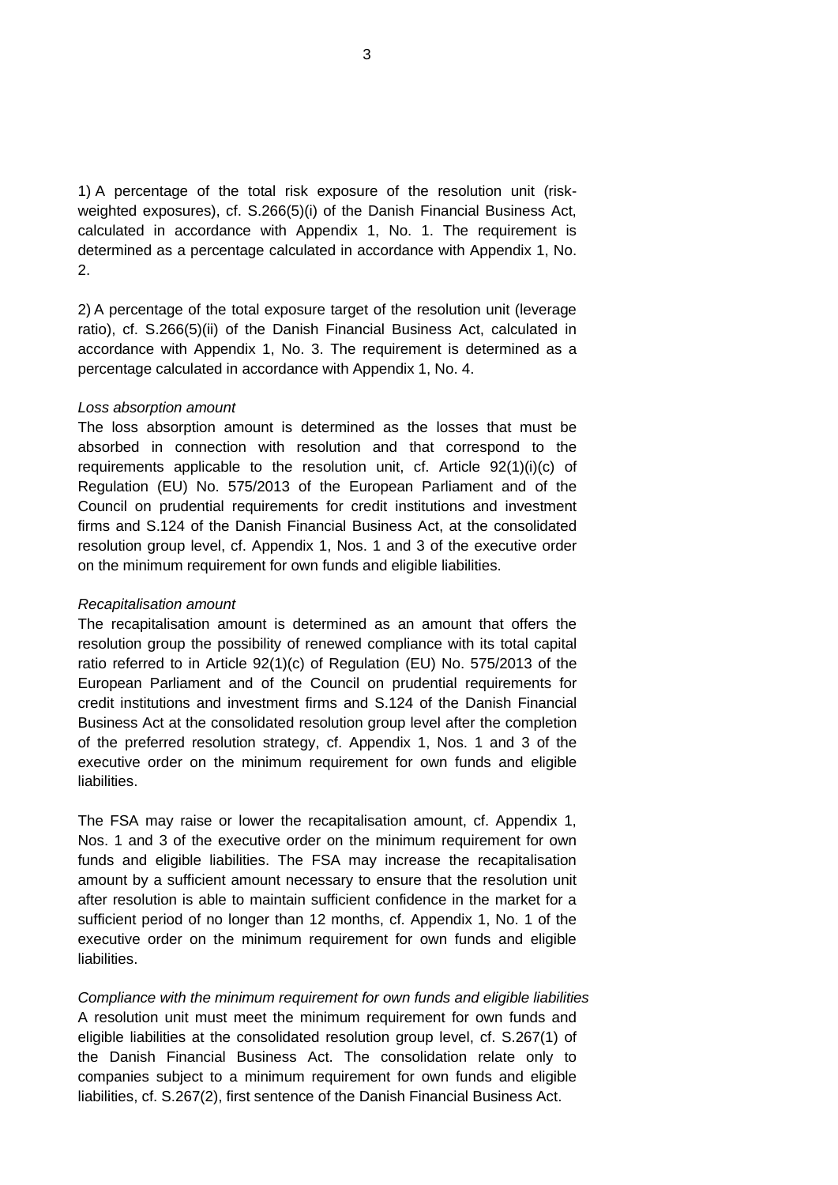1) A percentage of the total risk exposure of the resolution unit (risk-weighted exposures), cf. S.266(5)(i) of the Danish Financial Business Act, calculated in accordance with Appendix 1, No. 1. The requirement is determined as a percentage calculated in accordance with Appendix 1, No. 2.

2) A percentage of the total exposure target of the resolution unit (leverage ratio), cf. S.266(5)(ii) of the Danish Financial Business Act, calculated in accordance with Appendix 1, No. 3. The requirement is determined as a percentage calculated in accordance with Appendix 1, No. 4.

*Loss absorption amount*

The loss absorption amount is determined as the losses that must be absorbed in connection with resolution and that correspond to the requirements applicable to the resolution unit, cf. Article 92(1)(i)(c) of Regulation (EU) No. 575/2013 of the European Parliament and of the Council on prudential requirements for credit institutions and investment firms and S.124 of the Danish Financial Business Act, at the consolidated resolution group level, cf. Appendix 1, Nos. 1 and 3 of the executive order on the minimum requirement for own funds and eligible liabilities.

*Recapitalisation amount*

The recapitalisation amount is determined as an amount that offers the resolution group the possibility of renewed compliance with its total capital ratio referred to in Article 92(1)(c) of Regulation (EU) No. 575/2013 of the European Parliament and of the Council on prudential requirements for credit institutions and investment firms and S.124 of the Danish Financial Business Act at the consolidated resolution group level after the completion of the preferred resolution strategy, cf. Appendix 1, Nos. 1 and 3 of the executive order on the minimum requirement for own funds and eligible liabilities.

The FSA may raise or lower the recapitalisation amount, cf. Appendix 1, Nos. 1 and 3 of the executive order on the minimum requirement for own funds and eligible liabilities. The FSA may increase the recapitalisation amount by a sufficient amount necessary to ensure that the resolution unit after resolution is able to maintain sufficient confidence in the market for a sufficient period of no longer than 12 months, cf. Appendix 1, No. 1 of the executive order on the minimum requirement for own funds and eligible liabilities.

*Compliance with the minimum requirement for own funds and eligible liabilities*

A resolution unit must meet the minimum requirement for own funds and eligible liabilities at the consolidated resolution group level, cf. S.267(1) of the Danish Financial Business Act. The consolidation relate only to companies subject to a minimum requirement for own funds and eligible liabilities, cf. S.267(2), first sentence of the Danish Financial Business Act.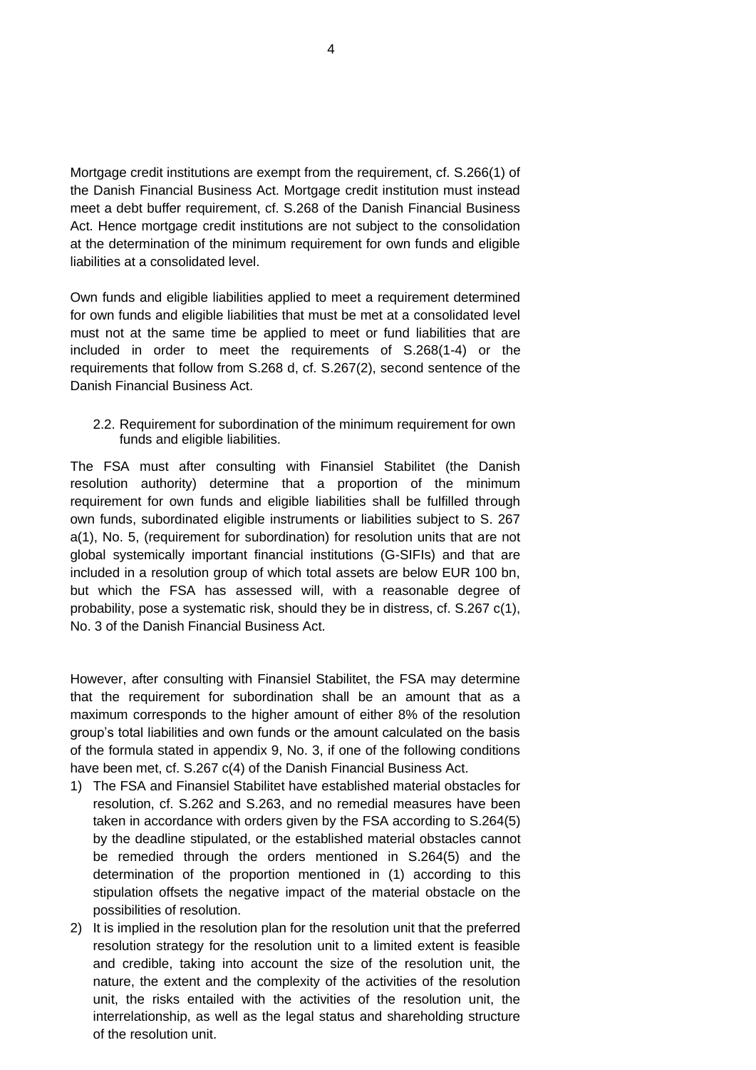Mortgage credit institutions are exempt from the requirement, cf. S.266(1) of the Danish Financial Business Act. Mortgage credit institution must instead meet a debt buffer requirement, cf. S.268 of the Danish Financial Business Act. Hence mortgage credit institutions are not subject to the consolidation at the determination of the minimum requirement for own funds and eligible liabilities at a consolidated level.

Own funds and eligible liabilities applied to meet a requirement determined for own funds and eligible liabilities that must be met at a consolidated level must not at the same time be applied to meet or fund liabilities that are included in order to meet the requirements of S.268(1-4) or the requirements that follow from S.268 d, cf. S.267(2), second sentence of the Danish Financial Business Act.

### 2.2. Requirement for subordination of the minimum requirement for own funds and eligible liabilities.

The FSA must after consulting with Finansiel Stabilitet (the Danish resolution authority) determine that a proportion of the minimum requirement for own funds and eligible liabilities shall be fulfilled through own funds, subordinated eligible instruments or liabilities subject to S. 267 a(1), No. 5, (requirement for subordination) for resolution units that are not global systemically important financial institutions (G-SIFIs) and that are included in a resolution group of which total assets are below EUR 100 bn, but which the FSA has assessed will, with a reasonable degree of probability, pose a systematic risk, should they be in distress, cf. S.267 c(1), No. 3 of the Danish Financial Business Act.

However, after consulting with Finansiel Stabilitet, the FSA may determine that the requirement for subordination shall be an amount that as a maximum corresponds to the higher amount of either 8% of the resolution group's total liabilities and own funds or the amount calculated on the basis of the formula stated in appendix 9, No. 3, if one of the following conditions have been met, cf. S.267 c(4) of the Danish Financial Business Act.

1) The FSA and Finansiel Stabilitet have established material obstacles for resolution, cf. S.262 and S.263, and no remedial measures have been taken in accordance with orders given by the FSA according to S.264(5) by the deadline stipulated, or the established material obstacles cannot be remedied through the orders mentioned in S.264(5) and the determination of the proportion mentioned in (1) according to this stipulation offsets the negative impact of the material obstacle on the possibilities of resolution.
2) It is implied in the resolution plan for the resolution unit that the preferred resolution strategy for the resolution unit to a limited extent is feasible and credible, taking into account the size of the resolution unit, the nature, the extent and the complexity of the activities of the resolution unit, the risks entailed with the activities of the resolution unit, the interrelationship, as well as the legal status and shareholding structure of the resolution unit.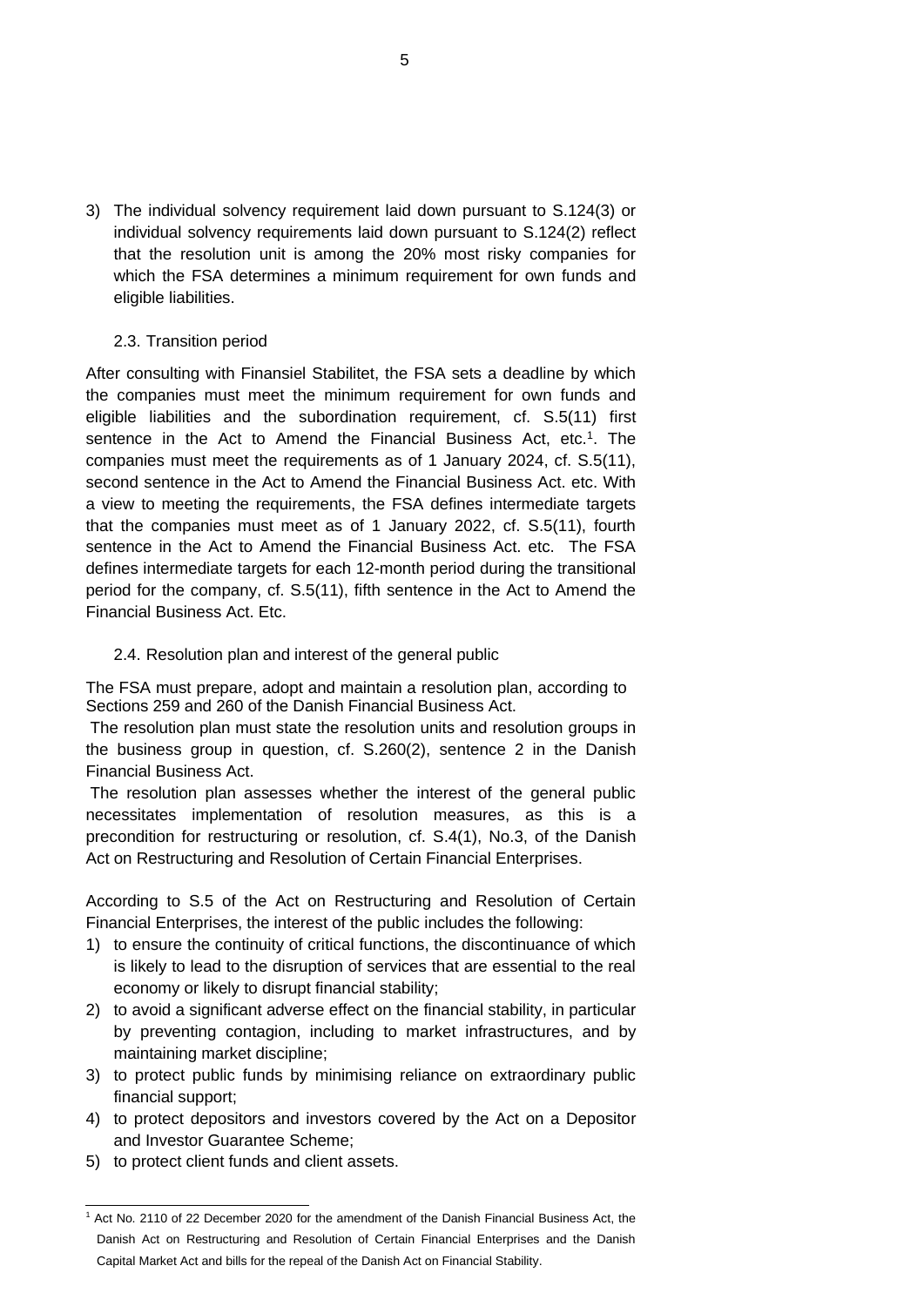3) The individual solvency requirement laid down pursuant to S.124(3) or individual solvency requirements laid down pursuant to S.124(2) reflect that the resolution unit is among the 20% most risky companies for which the FSA determines a minimum requirement for own funds and eligible liabilities.

### 2.3. Transition period

After consulting with Finansiel Stabilitet, the FSA sets a deadline by which the companies must meet the minimum requirement for own funds and eligible liabilities and the subordination requirement, cf. S.5(11) first sentence in the Act to Amend the Financial Business Act, etc.[1]. The companies must meet the requirements as of 1 January 2024, cf. S.5(11), second sentence in the Act to Amend the Financial Business Act. etc. With a view to meeting the requirements, the FSA defines intermediate targets that the companies must meet as of 1 January 2022, cf. S.5(11), fourth sentence in the Act to Amend the Financial Business Act. etc. The FSA defines intermediate targets for each 12-month period during the transitional period for the company, cf. S.5(11), fifth sentence in the Act to Amend the Financial Business Act. Etc.

### 2.4. Resolution plan and interest of the general public

The FSA must prepare, adopt and maintain a resolution plan, according to Sections 259 and 260 of the Danish Financial Business Act.

The resolution plan must state the resolution units and resolution groups in the business group in question, cf. S.260(2), sentence 2 in the Danish Financial Business Act.

The resolution plan assesses whether the interest of the general public necessitates implementation of resolution measures, as this is a precondition for restructuring or resolution, cf. S.4(1), No.3, of the Danish Act on Restructuring and Resolution of Certain Financial Enterprises.

According to S.5 of the Act on Restructuring and Resolution of Certain Financial Enterprises, the interest of the public includes the following:

1) to ensure the continuity of critical functions, the discontinuance of which is likely to lead to the disruption of services that are essential to the real economy or likely to disrupt financial stability;
2) to avoid a significant adverse effect on the financial stability, in particular by preventing contagion, including to market infrastructures, and by maintaining market discipline;
3) to protect public funds by minimising reliance on extraordinary public financial support;
4) to protect depositors and investors covered by the Act on a Depositor and Investor Guarantee Scheme;
5) to protect client funds and client assets.

[1] Act No. 2110 of 22 December 2020 for the amendment of the Danish Financial Business Act, the Danish Act on Restructuring and Resolution of Certain Financial Enterprises and the Danish Capital Market Act and bills for the repeal of the Danish Act on Financial Stability.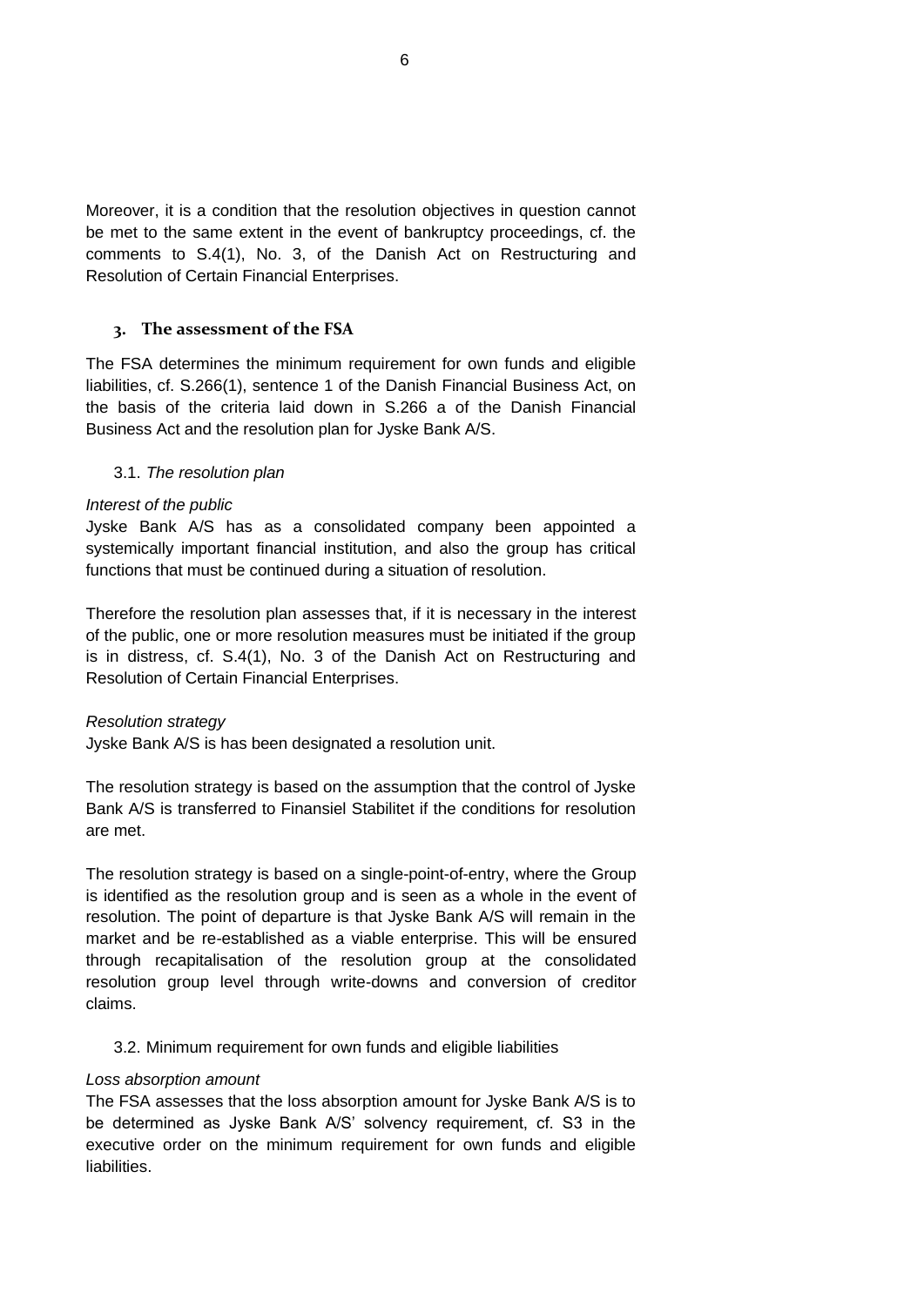Moreover, it is a condition that the resolution objectives in question cannot be met to the same extent in the event of bankruptcy proceedings, cf. the comments to S.4(1), No. 3, of the Danish Act on Restructuring and Resolution of Certain Financial Enterprises.

## 3. The assessment of the FSA

The FSA determines the minimum requirement for own funds and eligible liabilities, cf. S.266(1), sentence 1 of the Danish Financial Business Act, on the basis of the criteria laid down in S.266 a of the Danish Financial Business Act and the resolution plan for Jyske Bank A/S.

### 3.1. *The resolution plan*

*Interest of the public*

Jyske Bank A/S has as a consolidated company been appointed a systemically important financial institution, and also the group has critical functions that must be continued during a situation of resolution.

Therefore the resolution plan assesses that, if it is necessary in the interest of the public, one or more resolution measures must be initiated if the group is in distress, cf. S.4(1), No. 3 of the Danish Act on Restructuring and Resolution of Certain Financial Enterprises.

*Resolution strategy*

Jyske Bank A/S is has been designated a resolution unit.

The resolution strategy is based on the assumption that the control of Jyske Bank A/S is transferred to Finansiel Stabilitet if the conditions for resolution are met.

The resolution strategy is based on a single-point-of-entry, where the Group is identified as the resolution group and is seen as a whole in the event of resolution. The point of departure is that Jyske Bank A/S will remain in the market and be re-established as a viable enterprise. This will be ensured through recapitalisation of the resolution group at the consolidated resolution group level through write-downs and conversion of creditor claims.

### 3.2. Minimum requirement for own funds and eligible liabilities

*Loss absorption amount*

The FSA assesses that the loss absorption amount for Jyske Bank A/S is to be determined as Jyske Bank A/S' solvency requirement, cf. S3 in the executive order on the minimum requirement for own funds and eligible liabilities.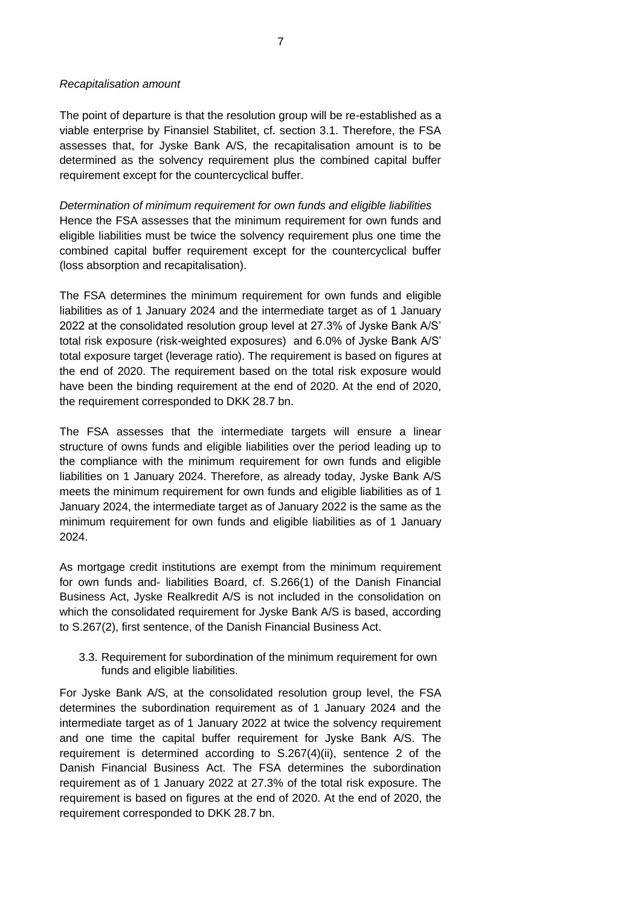*Recapitalisation amount*

The point of departure is that the resolution group will be re-established as a viable enterprise by Finansiel Stabilitet, cf. section 3.1. Therefore, the FSA assesses that, for Jyske Bank A/S, the recapitalisation amount is to be determined as the solvency requirement plus the combined capital buffer requirement except for the countercyclical buffer.

*Determination of minimum requirement for own funds and eligible liabilities*
Hence the FSA assesses that the minimum requirement for own funds and eligible liabilities must be twice the solvency requirement plus one time the combined capital buffer requirement except for the countercyclical buffer (loss absorption and recapitalisation).

The FSA determines the minimum requirement for own funds and eligible liabilities as of 1 January 2024 and the intermediate target as of 1 January 2022 at the consolidated resolution group level at 27.3% of Jyske Bank A/S' total risk exposure (risk-weighted exposures) and 6.0% of Jyske Bank A/S' total exposure target (leverage ratio). The requirement is based on figures at the end of 2020. The requirement based on the total risk exposure would have been the binding requirement at the end of 2020. At the end of 2020, the requirement corresponded to DKK 28.7 bn.

The FSA assesses that the intermediate targets will ensure a linear structure of owns funds and eligible liabilities over the period leading up to the compliance with the minimum requirement for own funds and eligible liabilities on 1 January 2024. Therefore, as already today, Jyske Bank A/S meets the minimum requirement for own funds and eligible liabilities as of 1 January 2024, the intermediate target as of January 2022 is the same as the minimum requirement for own funds and eligible liabilities as of 1 January 2024.

As mortgage credit institutions are exempt from the minimum requirement for own funds and- liabilities Board, cf. S.266(1) of the Danish Financial Business Act, Jyske Realkredit A/S is not included in the consolidation on which the consolidated requirement for Jyske Bank A/S is based, according to S.267(2), first sentence, of the Danish Financial Business Act.

### 3.3. Requirement for subordination of the minimum requirement for own funds and eligible liabilities.

For Jyske Bank A/S, at the consolidated resolution group level, the FSA determines the subordination requirement as of 1 January 2024 and the intermediate target as of 1 January 2022 at twice the solvency requirement and one time the capital buffer requirement for Jyske Bank A/S. The requirement is determined according to S.267(4)(ii), sentence 2 of the Danish Financial Business Act. The FSA determines the subordination requirement as of 1 January 2022 at 27.3% of the total risk exposure. The requirement is based on figures at the end of 2020. At the end of 2020, the requirement corresponded to DKK 28.7 bn.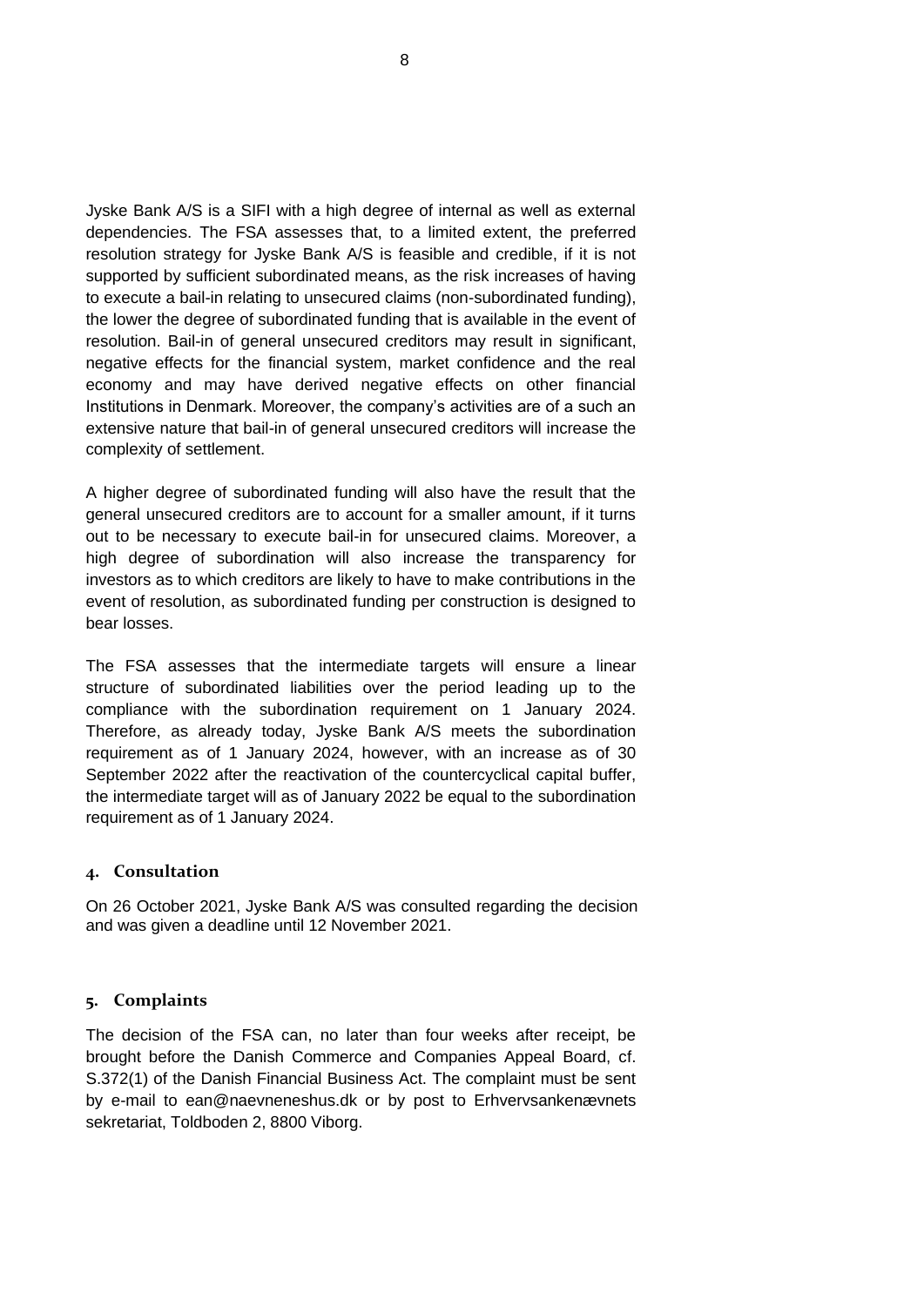Jyske Bank A/S is a SIFI with a high degree of internal as well as external dependencies. The FSA assesses that, to a limited extent, the preferred resolution strategy for Jyske Bank A/S is feasible and credible, if it is not supported by sufficient subordinated means, as the risk increases of having to execute a bail-in relating to unsecured claims (non-subordinated funding), the lower the degree of subordinated funding that is available in the event of resolution. Bail-in of general unsecured creditors may result in significant, negative effects for the financial system, market confidence and the real economy and may have derived negative effects on other financial Institutions in Denmark. Moreover, the company's activities are of a such an extensive nature that bail-in of general unsecured creditors will increase the complexity of settlement.

A higher degree of subordinated funding will also have the result that the general unsecured creditors are to account for a smaller amount, if it turns out to be necessary to execute bail-in for unsecured claims. Moreover, a high degree of subordination will also increase the transparency for investors as to which creditors are likely to have to make contributions in the event of resolution, as subordinated funding per construction is designed to bear losses.

The FSA assesses that the intermediate targets will ensure a linear structure of subordinated liabilities over the period leading up to the compliance with the subordination requirement on 1 January 2024. Therefore, as already today, Jyske Bank A/S meets the subordination requirement as of 1 January 2024, however, with an increase as of 30 September 2022 after the reactivation of the countercyclical capital buffer, the intermediate target will as of January 2022 be equal to the subordination requirement as of 1 January 2024.

## 4. Consultation

On 26 October 2021, Jyske Bank A/S was consulted regarding the decision and was given a deadline until 12 November 2021.

## 5. Complaints

The decision of the FSA can, no later than four weeks after receipt, be brought before the Danish Commerce and Companies Appeal Board, cf. S.372(1) of the Danish Financial Business Act. The complaint must be sent by e-mail to ean@naevneneshus.dk or by post to Erhvervsankenævnets sekretariat, Toldboden 2, 8800 Viborg.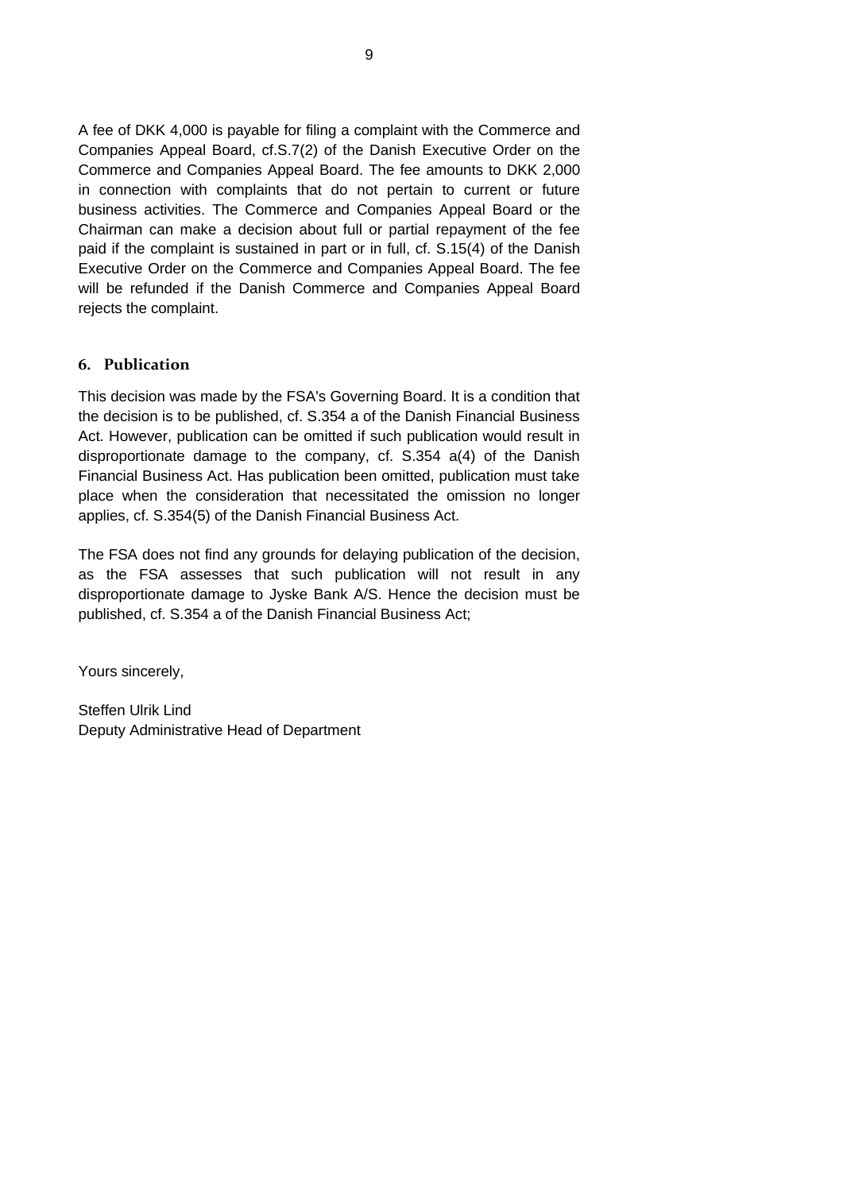A fee of DKK 4,000 is payable for filing a complaint with the Commerce and Companies Appeal Board, cf.S.7(2) of the Danish Executive Order on the Commerce and Companies Appeal Board. The fee amounts to DKK 2,000 in connection with complaints that do not pertain to current or future business activities. The Commerce and Companies Appeal Board or the Chairman can make a decision about full or partial repayment of the fee paid if the complaint is sustained in part or in full, cf. S.15(4) of the Danish Executive Order on the Commerce and Companies Appeal Board. The fee will be refunded if the Danish Commerce and Companies Appeal Board rejects the complaint.

## 6. Publication

This decision was made by the FSA's Governing Board. It is a condition that the decision is to be published, cf. S.354 a of the Danish Financial Business Act. However, publication can be omitted if such publication would result in disproportionate damage to the company, cf. S.354 a(4) of the Danish Financial Business Act. Has publication been omitted, publication must take place when the consideration that necessitated the omission no longer applies, cf. S.354(5) of the Danish Financial Business Act.

The FSA does not find any grounds for delaying publication of the decision, as the FSA assesses that such publication will not result in any disproportionate damage to Jyske Bank A/S. Hence the decision must be published, cf. S.354 a of the Danish Financial Business Act;

Yours sincerely,

Steffen Ulrik Lind
Deputy Administrative Head of Department